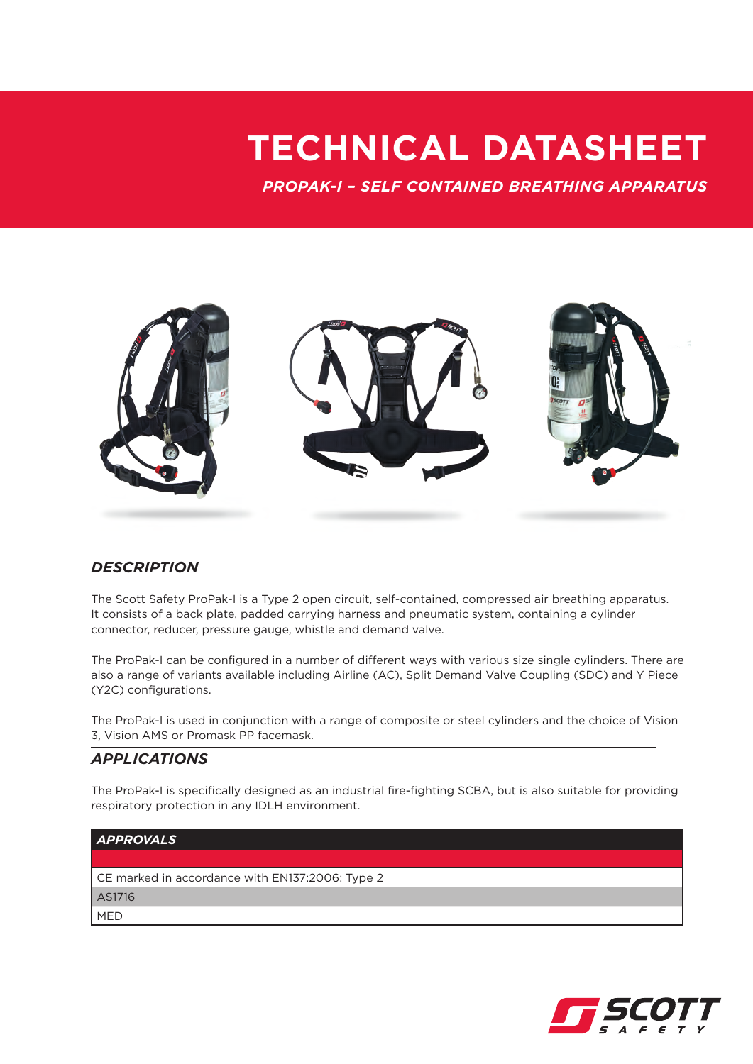# TECHNICAL DATASHEET

## *PROPAK-I – SELF CONTAINED BREATHING APPARATUS*

### *DESCRIPTION*

The Scott Safety ProPak-I is a Type 2 open circuit, self-contained, compressed air breathing apparatus. It consists of a back plate, padded carrying harness and pneumatic system, containing a cylinder connector, reducer, pressure gauge, whistle and demand valve.

The ProPak-I can be configured in a number of different ways with various size single cylinders. There are also a range of variants available including Airline (AC), Split Demand Valve Coupling (SDC) and Y Piece (Y2C) configurations.

The ProPak-I is used in conjunction with a range of composite or steel cylinders and the choice of Vision 3, Vision AMS or Promask PP facemask.

### *APPLICATIONS*

The ProPak-I is specifically designed as an industrial fire-fighting SCBA, but is also suitable for providing respiratory protection in any IDLH environment.

| *APPROVALS* |
| --- |
| CE marked in accordance with EN137:2006: Type 2 |
| AS1716 |
| MED |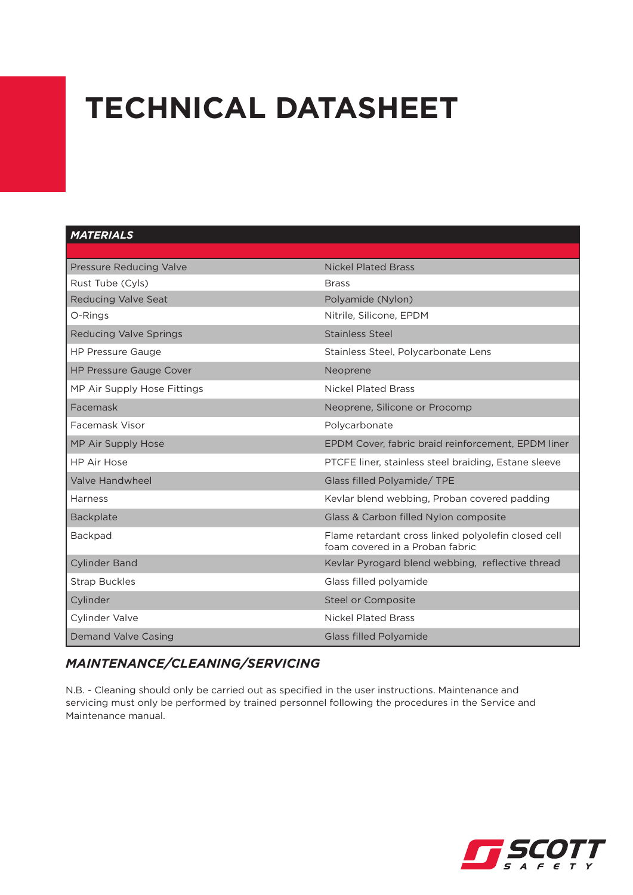# TECHNICAL DATASHEET

| MATERIALS | |
|---|---|
| Pressure Reducing Valve | Nickel Plated Brass |
| Rust Tube (Cyls) | Brass |
| Reducing Valve Seat | Polyamide (Nylon) |
| O-Rings | Nitrile, Silicone, EPDM |
| Reducing Valve Springs | Stainless Steel |
| HP Pressure Gauge | Stainless Steel, Polycarbonate Lens |
| HP Pressure Gauge Cover | Neoprene |
| MP Air Supply Hose Fittings | Nickel Plated Brass |
| Facemask | Neoprene, Silicone or Procomp |
| Facemask Visor | Polycarbonate |
| MP Air Supply Hose | EPDM Cover, fabric braid reinforcement, EPDM liner |
| HP Air Hose | PTCFE liner, stainless steel braiding, Estane sleeve |
| Valve Handwheel | Glass filled Polyamide/ TPE |
| Harness | Kevlar blend webbing, Proban covered padding |
| Backplate | Glass & Carbon filled Nylon composite |
| Backpad | Flame retardant cross linked polyolefin closed cell foam covered in a Proban fabric |
| Cylinder Band | Kevlar Pyrogard blend webbing, reflective thread |
| Strap Buckles | Glass filled polyamide |
| Cylinder | Steel or Composite |
| Cylinder Valve | Nickel Plated Brass |
| Demand Valve Casing | Glass filled Polyamide |

## *MAINTENANCE/CLEANING/SERVICING*

N.B. - Cleaning should only be carried out as specified in the user instructions. Maintenance and servicing must only be performed by trained personnel following the procedures in the Service and Maintenance manual.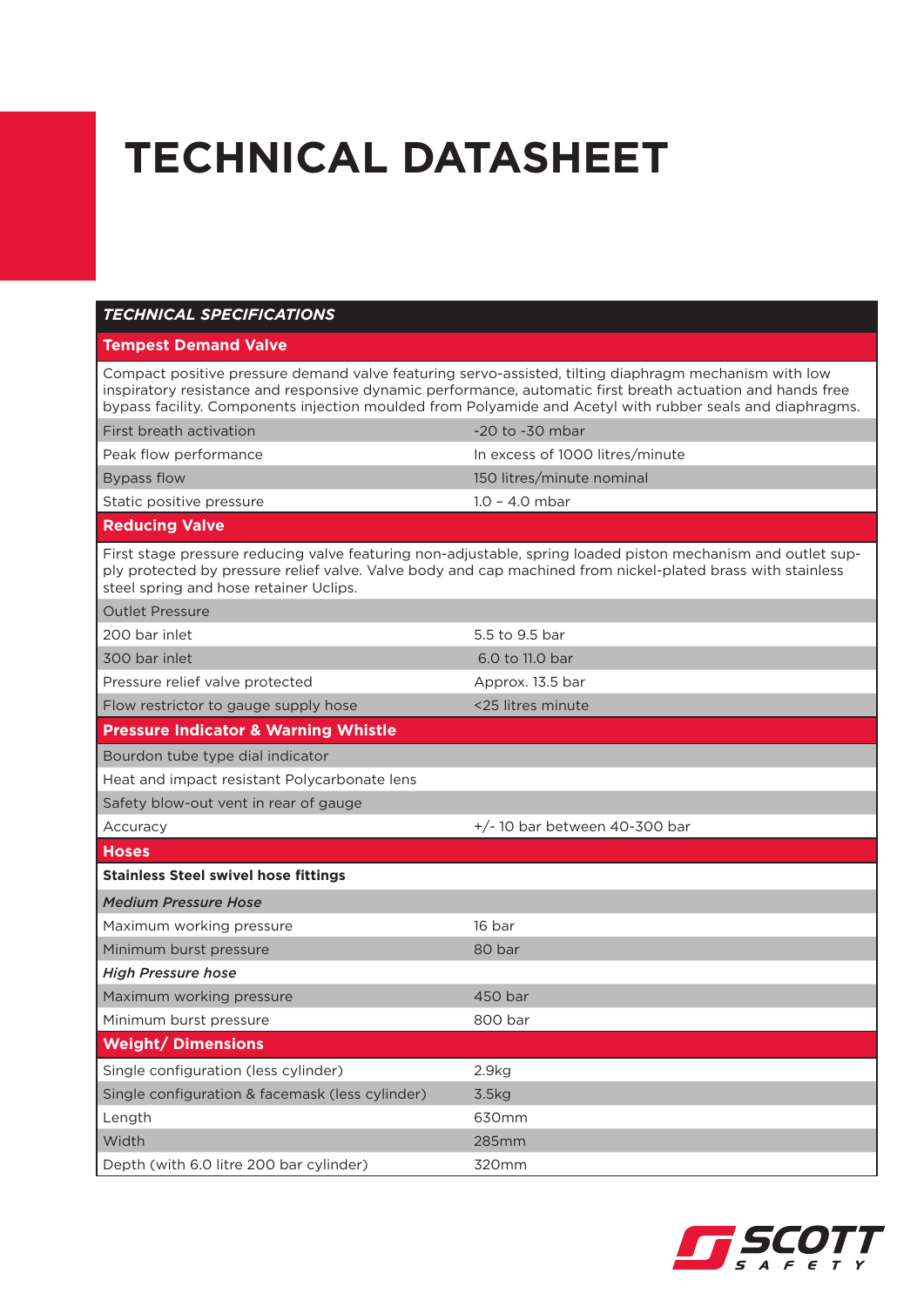# TECHNICAL DATASHEET

| TECHNICAL SPECIFICATIONS | |
|---|---|
| **Tempest Demand Valve** | |
| Compact positive pressure demand valve featuring servo-assisted, tilting diaphragm mechanism with low inspiratory resistance and responsive dynamic performance, automatic first breath actuation and hands free bypass facility. Components injection moulded from Polyamide and Acetyl with rubber seals and diaphragms. | |
| First breath activation | -20 to -30 mbar |
| Peak flow performance | In excess of 1000 litres/minute |
| Bypass flow | 150 litres/minute nominal |
| Static positive pressure | 1.0 – 4.0 mbar |
| **Reducing Valve** | |
| First stage pressure reducing valve featuring non-adjustable, spring loaded piston mechanism and outlet supply protected by pressure relief valve. Valve body and cap machined from nickel-plated brass with stainless steel spring and hose retainer Uclips. | |
| Outlet Pressure | |
| 200 bar inlet | 5.5 to 9.5 bar |
| 300 bar inlet | 6.0 to 11.0 bar |
| Pressure relief valve protected | Approx. 13.5 bar |
| Flow restrictor to gauge supply hose | <25 litres minute |
| **Pressure Indicator & Warning Whistle** | |
| Bourdon tube type dial indicator | |
| Heat and impact resistant Polycarbonate lens | |
| Safety blow-out vent in rear of gauge | |
| Accuracy | +/- 10 bar between 40-300 bar |
| **Hoses** | |
| **Stainless Steel swivel hose fittings** | |
| ***Medium Pressure Hose*** | |
| Maximum working pressure | 16 bar |
| Minimum burst pressure | 80 bar |
| ***High Pressure hose*** | |
| Maximum working pressure | 450 bar |
| Minimum burst pressure | 800 bar |
| **Weight/ Dimensions** | |
| Single configuration (less cylinder) | 2.9kg |
| Single configuration & facemask (less cylinder) | 3.5kg |
| Length | 630mm |
| Width | 285mm |
| Depth (with 6.0 litre 200 bar cylinder) | 320mm |

SCOTT SAFETY